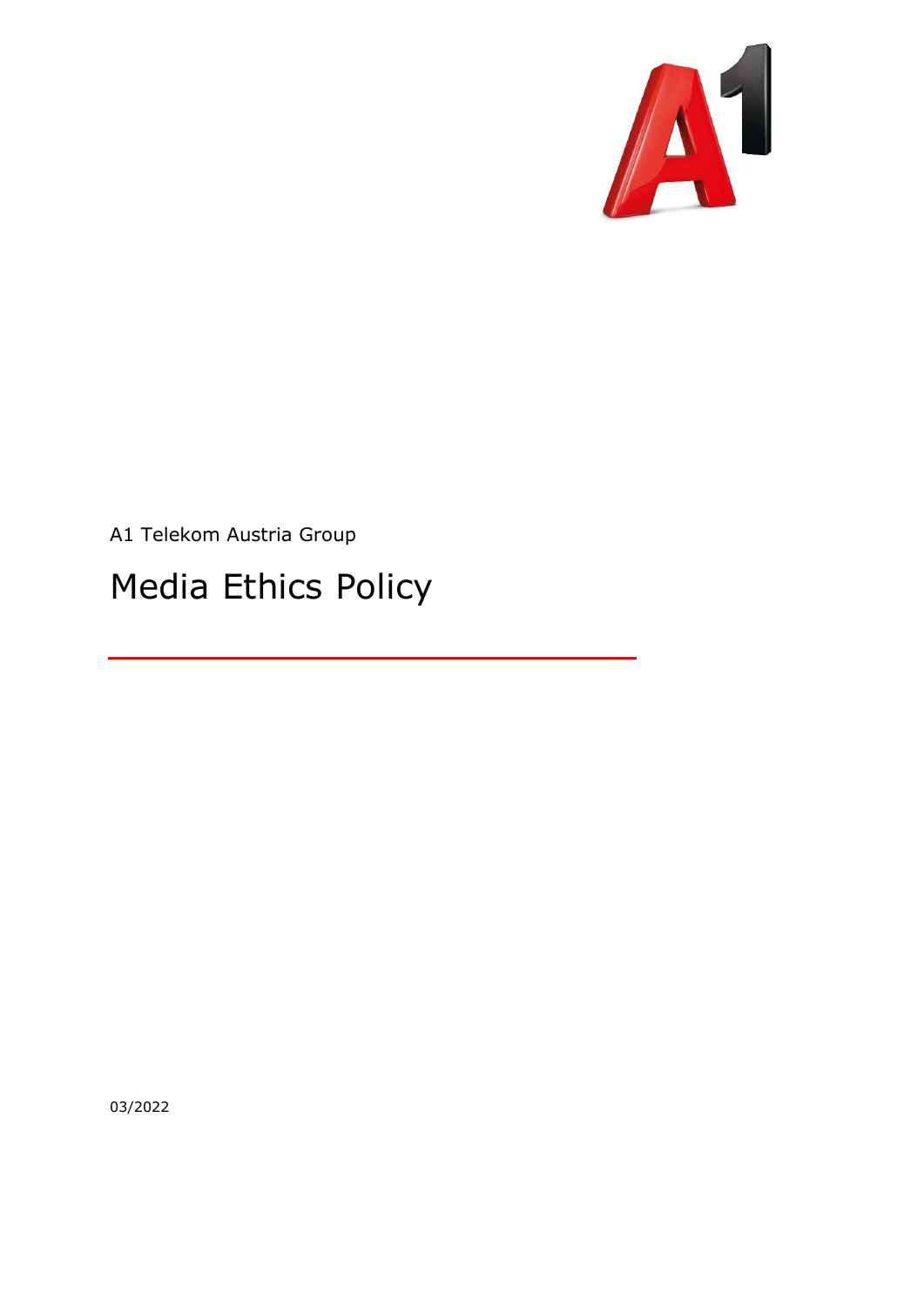A1 Telekom Austria Group

# Media Ethics Policy

03/2022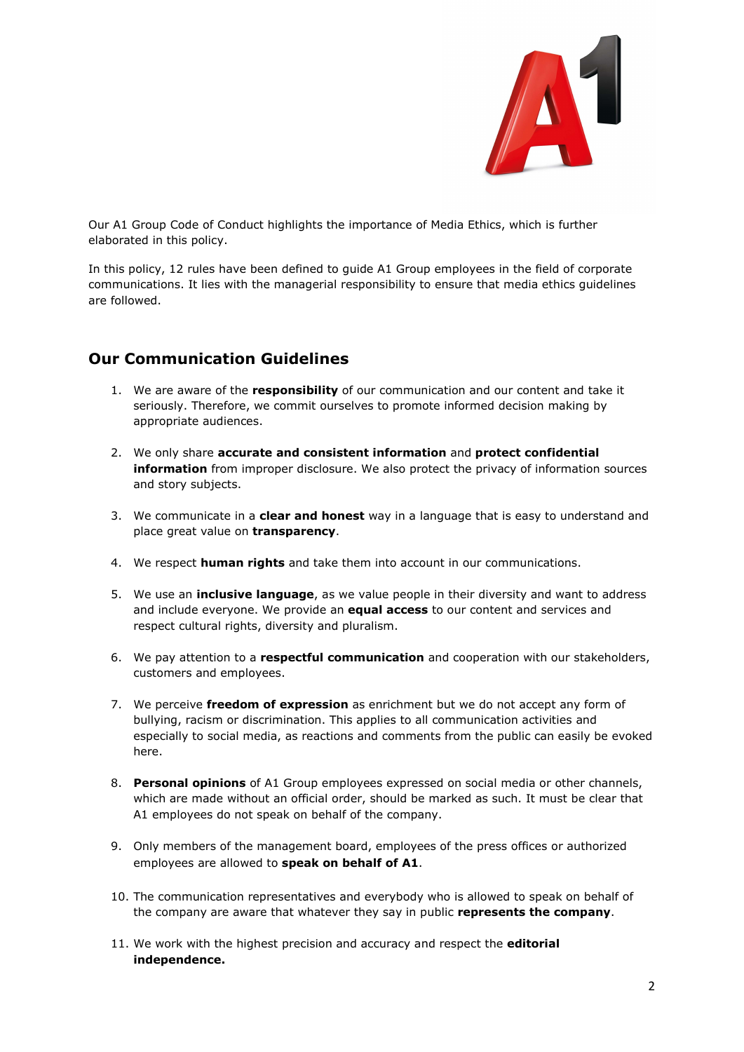Our A1 Group Code of Conduct highlights the importance of Media Ethics, which is further elaborated in this policy.

In this policy, 12 rules have been defined to guide A1 Group employees in the field of corporate communications. It lies with the managerial responsibility to ensure that media ethics guidelines are followed.

## Our Communication Guidelines

1. We are aware of the **responsibility** of our communication and our content and take it seriously. Therefore, we commit ourselves to promote informed decision making by appropriate audiences.

2. We only share **accurate and consistent information** and **protect confidential information** from improper disclosure. We also protect the privacy of information sources and story subjects.

3. We communicate in a **clear and honest** way in a language that is easy to understand and place great value on **transparency**.

4. We respect **human rights** and take them into account in our communications.

5. We use an **inclusive language**, as we value people in their diversity and want to address and include everyone. We provide an **equal access** to our content and services and respect cultural rights, diversity and pluralism.

6. We pay attention to a **respectful communication** and cooperation with our stakeholders, customers and employees.

7. We perceive **freedom of expression** as enrichment but we do not accept any form of bullying, racism or discrimination. This applies to all communication activities and especially to social media, as reactions and comments from the public can easily be evoked here.

8. **Personal opinions** of A1 Group employees expressed on social media or other channels, which are made without an official order, should be marked as such. It must be clear that A1 employees do not speak on behalf of the company.

9. Only members of the management board, employees of the press offices or authorized employees are allowed to **speak on behalf of A1**.

10. The communication representatives and everybody who is allowed to speak on behalf of the company are aware that whatever they say in public **represents the company**.

11. We work with the highest precision and accuracy and respect the **editorial independence.**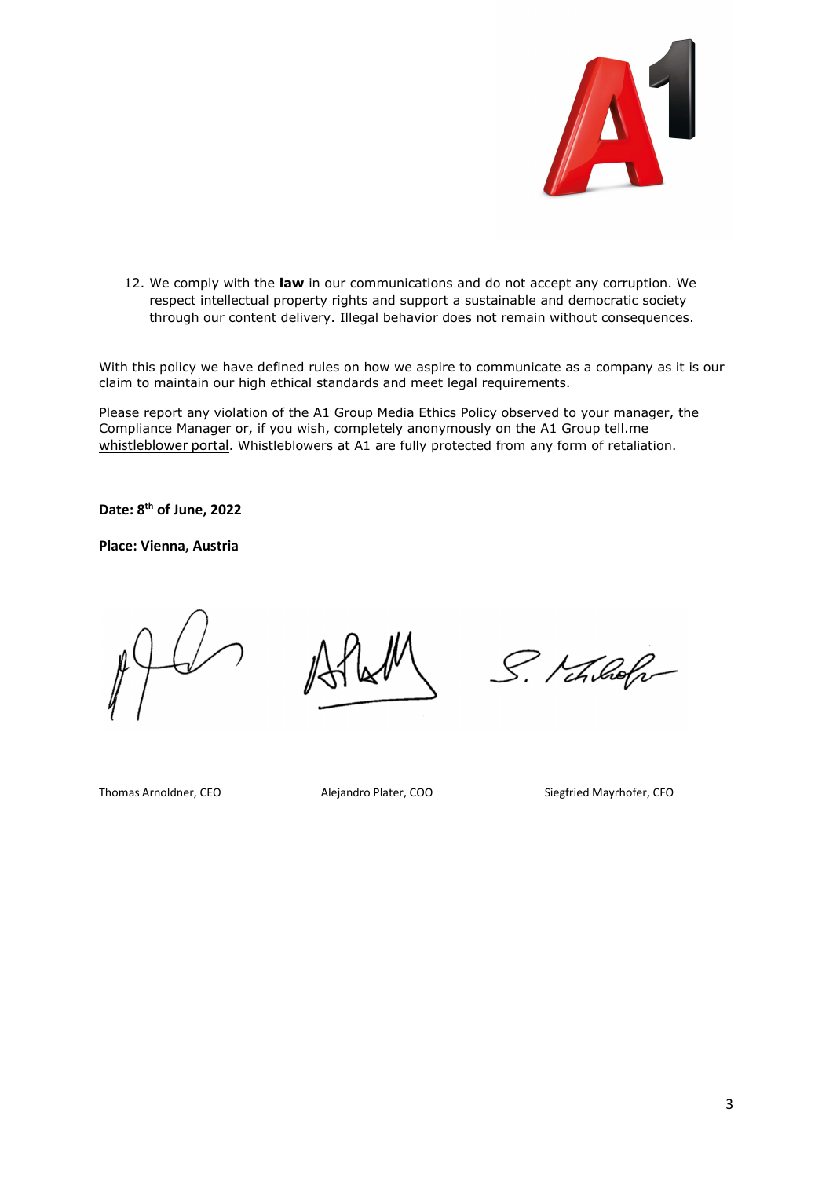12. We comply with the **law** in our communications and do not accept any corruption. We respect intellectual property rights and support a sustainable and democratic society through our content delivery. Illegal behavior does not remain without consequences.

With this policy we have defined rules on how we aspire to communicate as a company as it is our claim to maintain our high ethical standards and meet legal requirements.

Please report any violation of the A1 Group Media Ethics Policy observed to your manager, the Compliance Manager or, if you wish, completely anonymously on the A1 Group tell.me whistleblower portal. Whistleblowers at A1 are fully protected from any form of retaliation.

**Date: 8th of June, 2022**

**Place: Vienna, Austria**

Thomas Arnoldner, CEO

Alejandro Plater, COO

Siegfried Mayrhofer, CFO